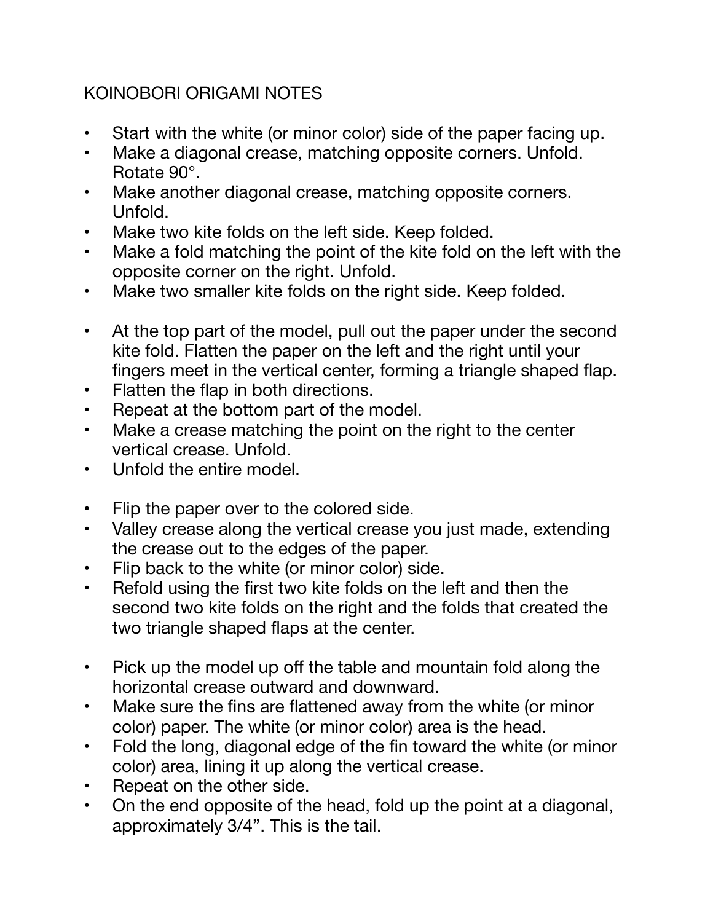# KOINOBORI ORIGAMI NOTES

- Start with the white (or minor color) side of the paper facing up.
- Make a diagonal crease, matching opposite corners. Unfold. Rotate 90°.
- Make another diagonal crease, matching opposite corners. Unfold.
- Make two kite folds on the left side. Keep folded.
- Make a fold matching the point of the kite fold on the left with the opposite corner on the right. Unfold.
- Make two smaller kite folds on the right side. Keep folded.

- At the top part of the model, pull out the paper under the second kite fold. Flatten the paper on the left and the right until your fingers meet in the vertical center, forming a triangle shaped flap.
- Flatten the flap in both directions.
- Repeat at the bottom part of the model.
- Make a crease matching the point on the right to the center vertical crease. Unfold.
- Unfold the entire model.

- Flip the paper over to the colored side.
- Valley crease along the vertical crease you just made, extending the crease out to the edges of the paper.
- Flip back to the white (or minor color) side.
- Refold using the first two kite folds on the left and then the second two kite folds on the right and the folds that created the two triangle shaped flaps at the center.

- Pick up the model up off the table and mountain fold along the horizontal crease outward and downward.
- Make sure the fins are flattened away from the white (or minor color) paper. The white (or minor color) area is the head.
- Fold the long, diagonal edge of the fin toward the white (or minor color) area, lining it up along the vertical crease.
- Repeat on the other side.
- On the end opposite of the head, fold up the point at a diagonal, approximately 3/4”. This is the tail.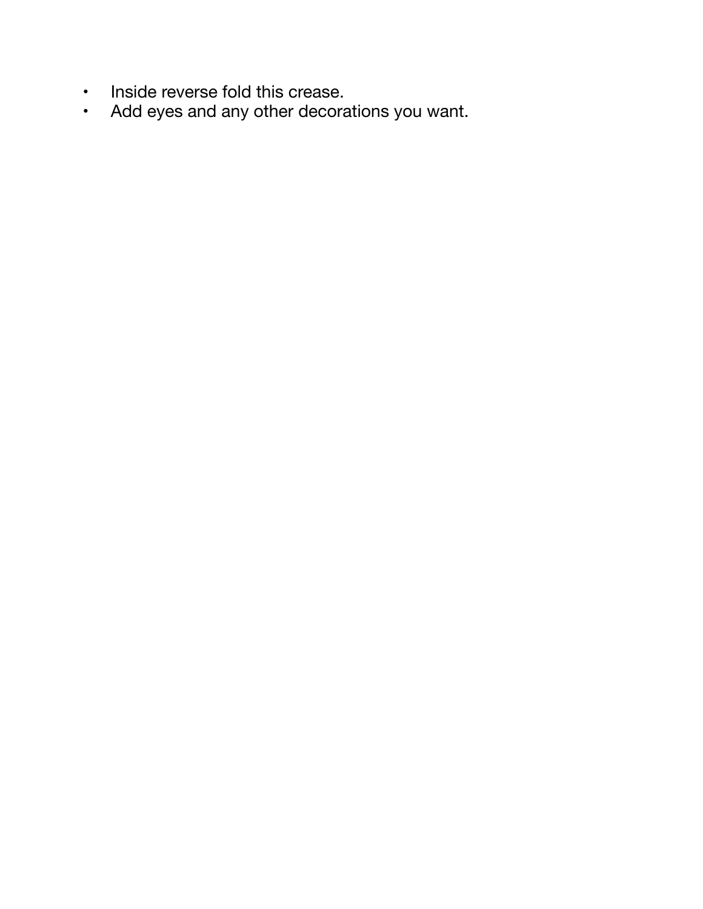- Inside reverse fold this crease.
- Add eyes and any other decorations you want.